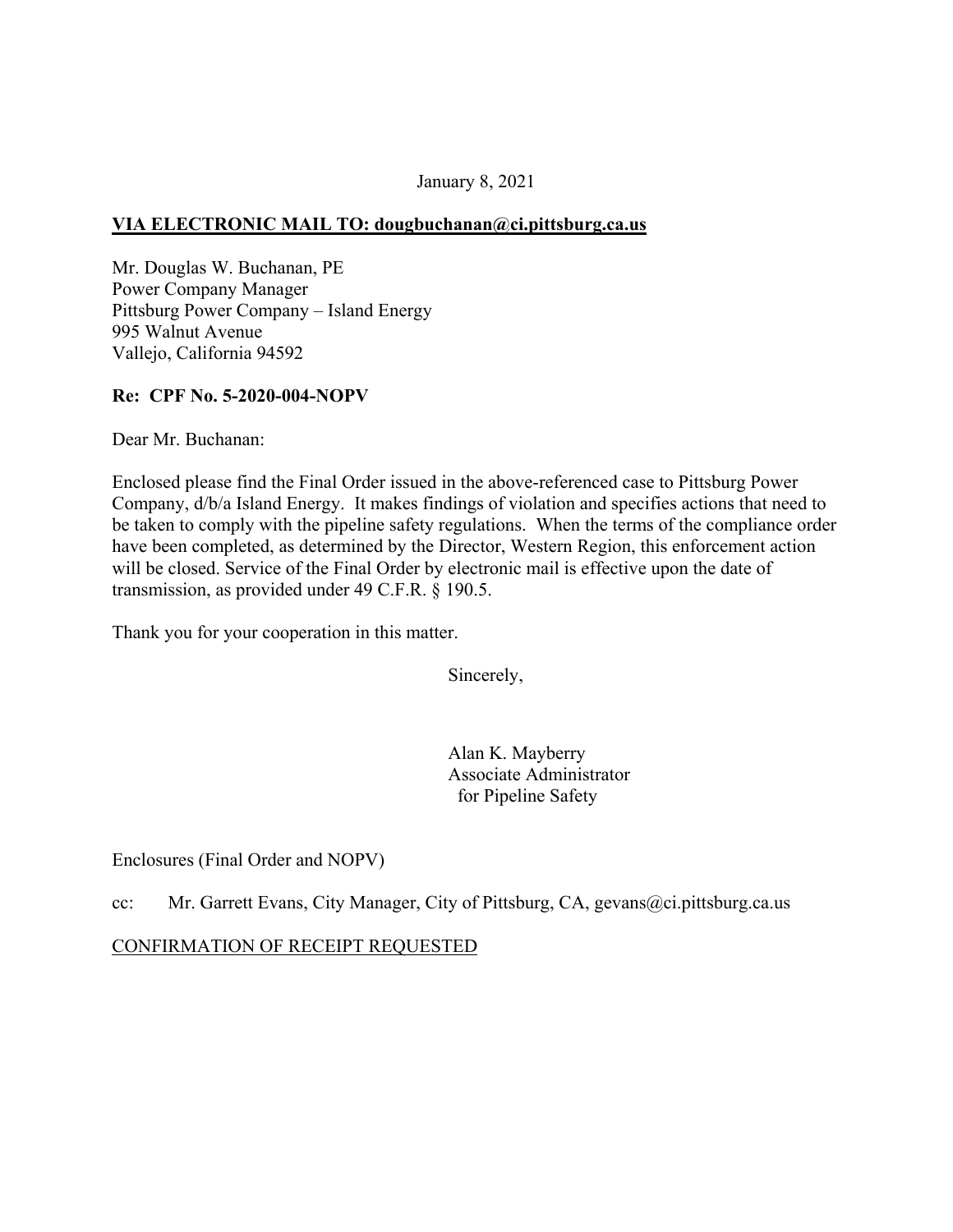January 8, 2021

**VIA ELECTRONIC MAIL TO: dougbuchanan@ci.pittsburg.ca.us**

Mr. Douglas W. Buchanan, PE
Power Company Manager
Pittsburg Power Company – Island Energy
995 Walnut Avenue
Vallejo, California 94592

**Re: CPF No. 5-2020-004-NOPV**

Dear Mr. Buchanan:

Enclosed please find the Final Order issued in the above-referenced case to Pittsburg Power Company, d/b/a Island Energy. It makes findings of violation and specifies actions that need to be taken to comply with the pipeline safety regulations. When the terms of the compliance order have been completed, as determined by the Director, Western Region, this enforcement action will be closed. Service of the Final Order by electronic mail is effective upon the date of transmission, as provided under 49 C.F.R. § 190.5.

Thank you for your cooperation in this matter.

Sincerely,

Alan K. Mayberry
Associate Administrator
for Pipeline Safety

Enclosures (Final Order and NOPV)

cc: Mr. Garrett Evans, City Manager, City of Pittsburg, CA, gevans@ci.pittsburg.ca.us

CONFIRMATION OF RECEIPT REQUESTED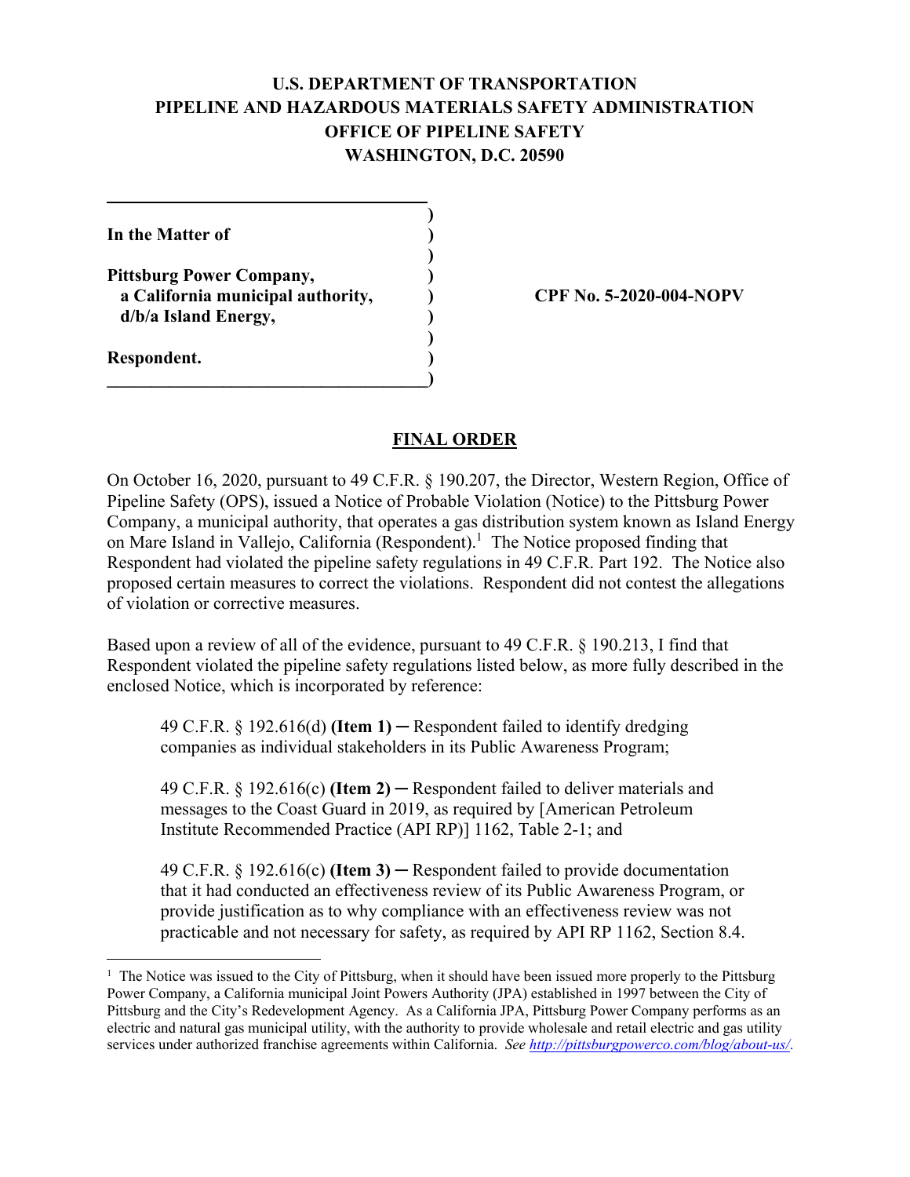**U.S. DEPARTMENT OF TRANSPORTATION**
**PIPELINE AND HAZARDOUS MATERIALS SAFETY ADMINISTRATION**
**OFFICE OF PIPELINE SAFETY**
**WASHINGTON, D.C. 20590**

| | |
|---|---|
| **In the Matter of** | |
| **Pittsburg Power Company, a California municipal authority, d/b/a Island Energy,** | **CPF No. 5-2020-004-NOPV** |
| **Respondent.** | |

## FINAL ORDER

On October 16, 2020, pursuant to 49 C.F.R. § 190.207, the Director, Western Region, Office of Pipeline Safety (OPS), issued a Notice of Probable Violation (Notice) to the Pittsburg Power Company, a municipal authority, that operates a gas distribution system known as Island Energy on Mare Island in Vallejo, California (Respondent).[1] The Notice proposed finding that Respondent had violated the pipeline safety regulations in 49 C.F.R. Part 192. The Notice also proposed certain measures to correct the violations. Respondent did not contest the allegations of violation or corrective measures.

Based upon a review of all of the evidence, pursuant to 49 C.F.R. § 190.213, I find that Respondent violated the pipeline safety regulations listed below, as more fully described in the enclosed Notice, which is incorporated by reference:

> 49 C.F.R. § 192.616(d) **(Item 1)** ─ Respondent failed to identify dredging companies as individual stakeholders in its Public Awareness Program;
>
> 49 C.F.R. § 192.616(c) **(Item 2)** ─ Respondent failed to deliver materials and messages to the Coast Guard in 2019, as required by [American Petroleum Institute Recommended Practice (API RP)] 1162, Table 2-1; and
>
> 49 C.F.R. § 192.616(c) **(Item 3)** ─ Respondent failed to provide documentation that it had conducted an effectiveness review of its Public Awareness Program, or provide justification as to why compliance with an effectiveness review was not practicable and not necessary for safety, as required by API RP 1162, Section 8.4.

[1] The Notice was issued to the City of Pittsburg, when it should have been issued more properly to the Pittsburg Power Company, a California municipal Joint Powers Authority (JPA) established in 1997 between the City of Pittsburg and the City's Redevelopment Agency. As a California JPA, Pittsburg Power Company performs as an electric and natural gas municipal utility, with the authority to provide wholesale and retail electric and gas utility services under authorized franchise agreements within California. *See http://pittsburgpowerco.com/blog/about-us/.*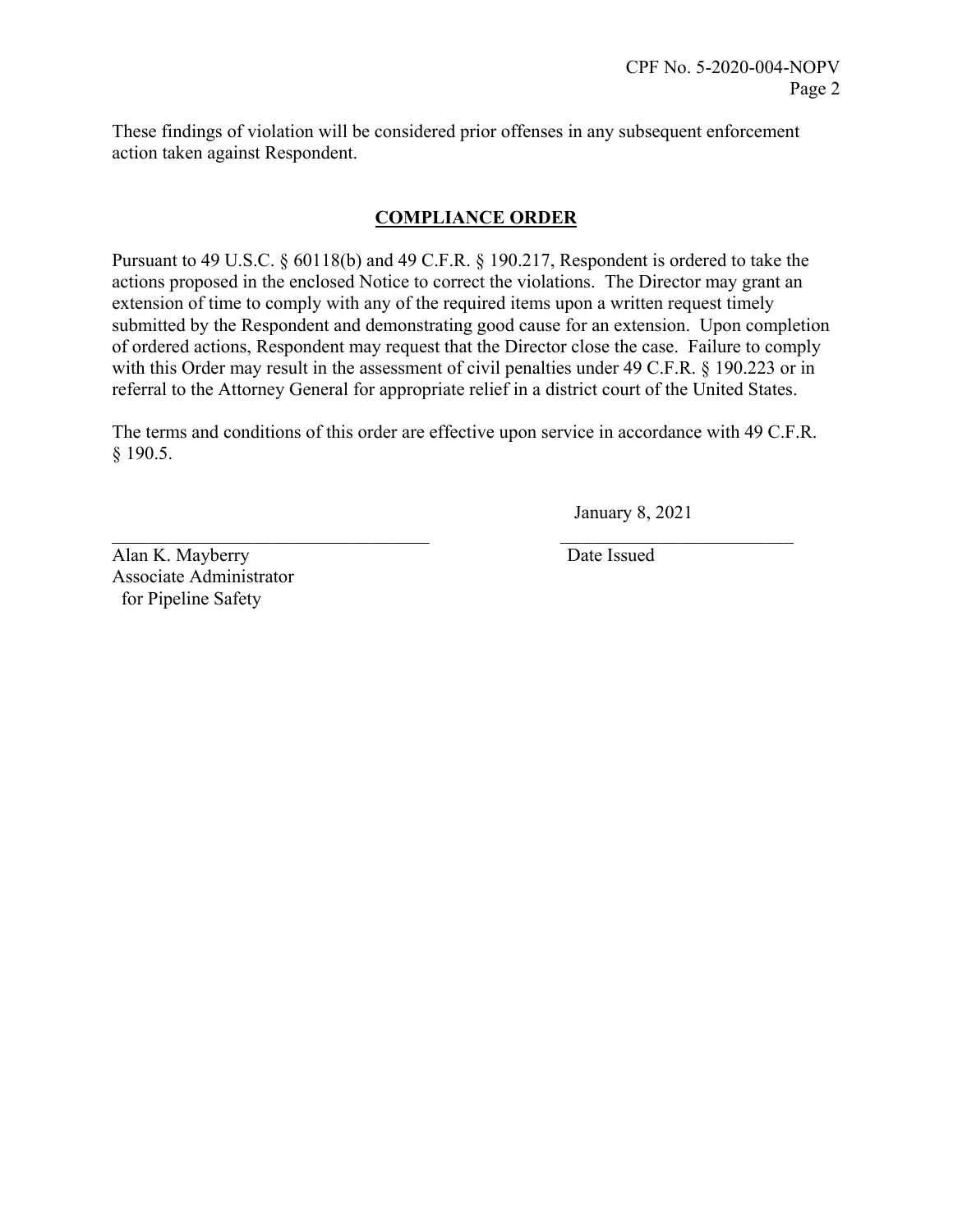These findings of violation will be considered prior offenses in any subsequent enforcement action taken against Respondent.

## COMPLIANCE ORDER

Pursuant to 49 U.S.C. § 60118(b) and 49 C.F.R. § 190.217, Respondent is ordered to take the actions proposed in the enclosed Notice to correct the violations. The Director may grant an extension of time to comply with any of the required items upon a written request timely submitted by the Respondent and demonstrating good cause for an extension. Upon completion of ordered actions, Respondent may request that the Director close the case. Failure to comply with this Order may result in the assessment of civil penalties under 49 C.F.R. § 190.223 or in referral to the Attorney General for appropriate relief in a district court of the United States.

The terms and conditions of this order are effective upon service in accordance with 49 C.F.R. § 190.5.

_________________________________
Alan K. Mayberry
Associate Administrator
for Pipeline Safety

January 8, 2021
_________________________
Date Issued